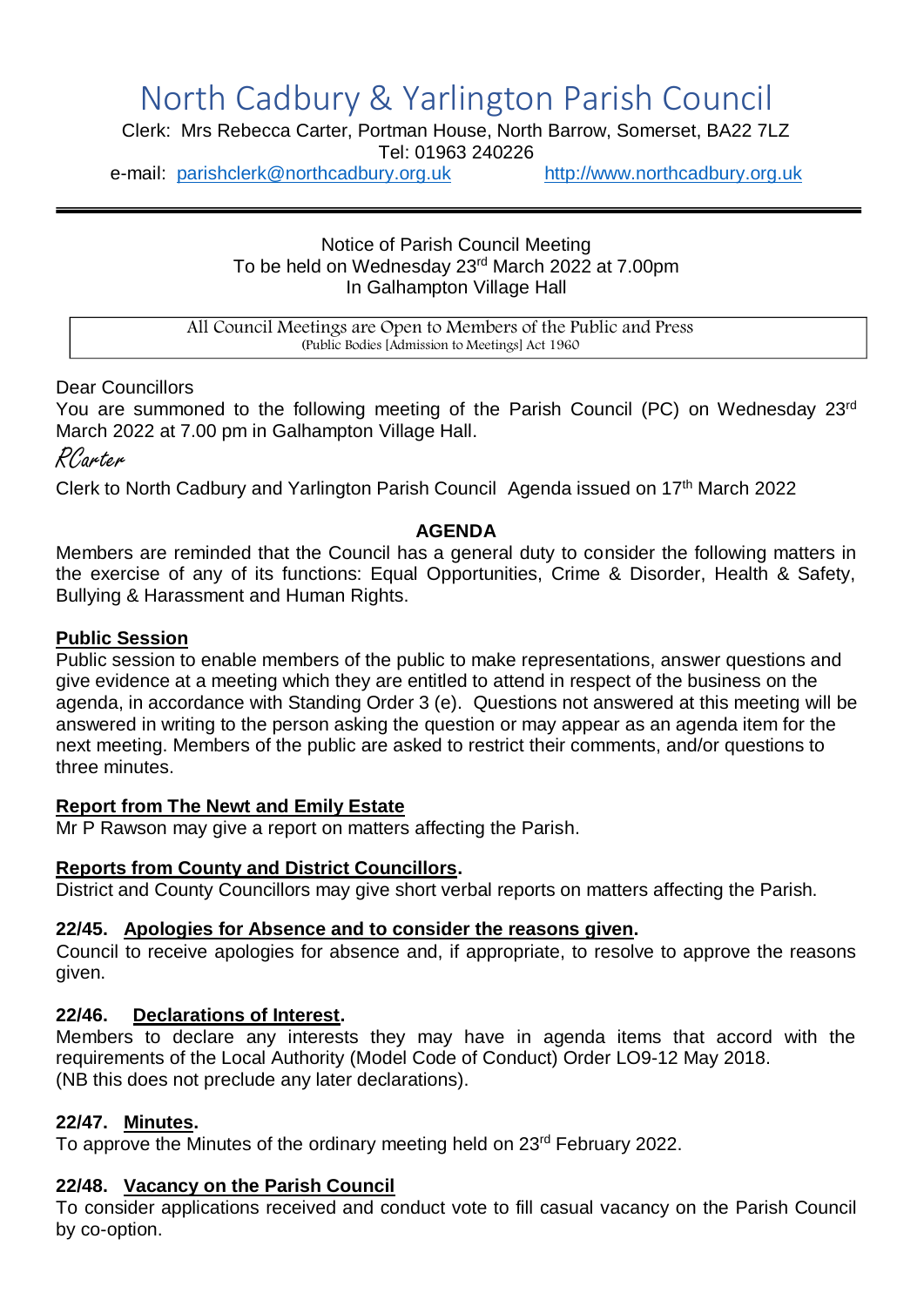# North Cadbury & Yarlington Parish Council

Clerk: Mrs Rebecca Carter, Portman House, North Barrow, Somerset, BA22 7LZ
Tel: 01963 240226
e-mail: parishclerk@northcadbury.org.uk    http://www.northcadbury.org.uk

---

Notice of Parish Council Meeting
To be held on Wednesday 23rd March 2022 at 7.00pm
In Galhampton Village Hall

| All Council Meetings are Open to Members of the Public and Press (Public Bodies [Admission to Meetings] Act 1960 |
|---|

Dear Councillors
You are summoned to the following meeting of the Parish Council (PC) on Wednesday 23rd March 2022 at 7.00 pm in Galhampton Village Hall.

*RCarter*

Clerk to North Cadbury and Yarlington Parish Council Agenda issued on 17th March 2022

## AGENDA

Members are reminded that the Council has a general duty to consider the following matters in the exercise of any of its functions: Equal Opportunities, Crime & Disorder, Health & Safety, Bullying & Harassment and Human Rights.

**Public Session**

Public session to enable members of the public to make representations, answer questions and give evidence at a meeting which they are entitled to attend in respect of the business on the agenda, in accordance with Standing Order 3 (e). Questions not answered at this meeting will be answered in writing to the person asking the question or may appear as an agenda item for the next meeting. Members of the public are asked to restrict their comments, and/or questions to three minutes.

**Report from The Newt and Emily Estate**

Mr P Rawson may give a report on matters affecting the Parish.

**Reports from County and District Councillors.**

District and County Councillors may give short verbal reports on matters affecting the Parish.

**22/45. Apologies for Absence and to consider the reasons given.**

Council to receive apologies for absence and, if appropriate, to resolve to approve the reasons given.

**22/46. Declarations of Interest.**

Members to declare any interests they may have in agenda items that accord with the requirements of the Local Authority (Model Code of Conduct) Order LO9-12 May 2018.
(NB this does not preclude any later declarations).

**22/47. Minutes.**

To approve the Minutes of the ordinary meeting held on 23rd February 2022.

**22/48. Vacancy on the Parish Council**

To consider applications received and conduct vote to fill casual vacancy on the Parish Council by co-option.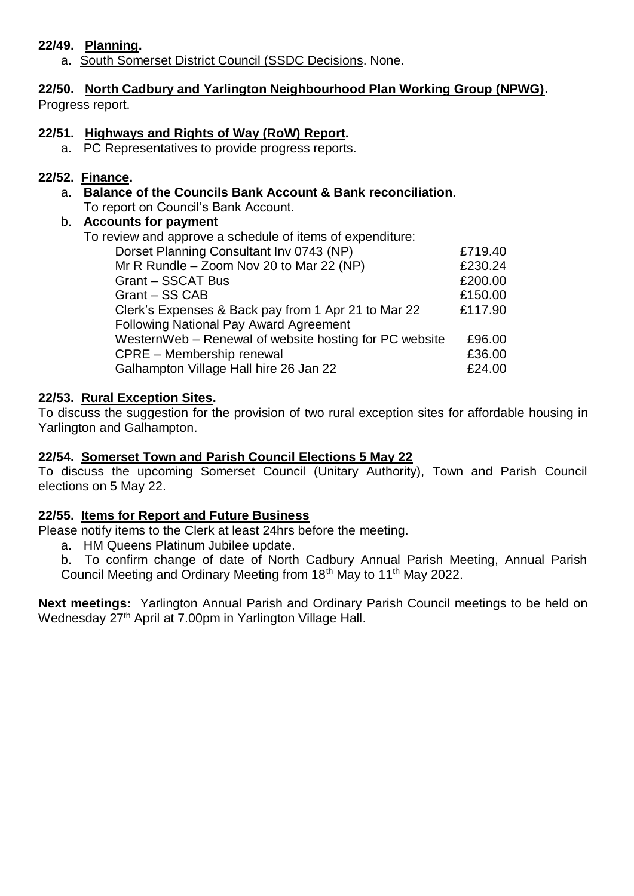**22/49. <u>Planning</u>.**

a. <u>South Somerset District Council (SSDC Decisions</u>. None.

**22/50. <u>North Cadbury and Yarlington Neighbourhood Plan Working Group (NPWG)</u>.**
Progress report.

**22/51. <u>Highways and Rights of Way (RoW) Report</u>.**

a. PC Representatives to provide progress reports.

**22/52. <u>Finance</u>.**

a. **Balance of the Councils Bank Account & Bank reconciliation**.
   To report on Council's Bank Account.

b. **Accounts for payment**
   To review and approve a schedule of items of expenditure:

| | |
|---|---|
| Dorset Planning Consultant Inv 0743 (NP) | £719.40 |
| Mr R Rundle – Zoom Nov 20 to Mar 22 (NP) | £230.24 |
| Grant – SSCAT Bus | £200.00 |
| Grant – SS CAB | £150.00 |
| Clerk's Expenses & Back pay from 1 Apr 21 to Mar 22 Following National Pay Award Agreement | £117.90 |
| WesternWeb – Renewal of website hosting for PC website | £96.00 |
| CPRE – Membership renewal | £36.00 |
| Galhampton Village Hall hire 26 Jan 22 | £24.00 |

**22/53. <u>Rural Exception Sites</u>.**
To discuss the suggestion for the provision of two rural exception sites for affordable housing in Yarlington and Galhampton.

**22/54. <u>Somerset Town and Parish Council Elections 5 May 22</u>**
To discuss the upcoming Somerset Council (Unitary Authority), Town and Parish Council elections on 5 May 22.

**22/55. <u>Items for Report and Future Business</u>**
Please notify items to the Clerk at least 24hrs before the meeting.

a. HM Queens Platinum Jubilee update.

b. To confirm change of date of North Cadbury Annual Parish Meeting, Annual Parish Council Meeting and Ordinary Meeting from 18th May to 11th May 2022.

**Next meetings:** Yarlington Annual Parish and Ordinary Parish Council meetings to be held on Wednesday 27th April at 7.00pm in Yarlington Village Hall.